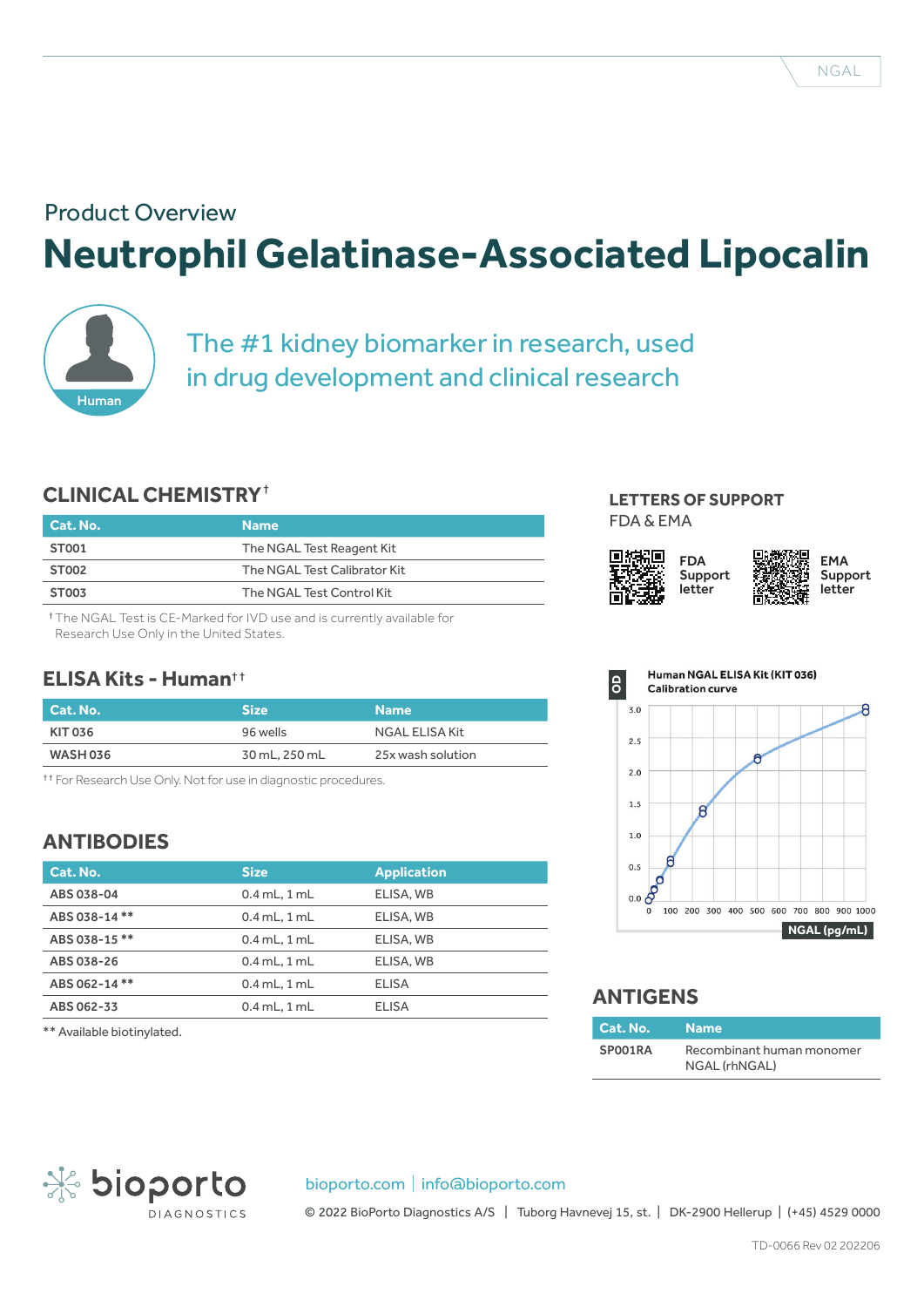Product Overview

# Neutrophil Gelatinase-Associated Lipocalin

Human

## The #1 kidney biomarker in research, used in drug development and clinical research

## CLINICAL CHEMISTRY†

| Cat. No. | Name |
|---|---|
| ST001 | The NGAL Test Reagent Kit |
| ST002 | The NGAL Test Calibrator Kit |
| ST003 | The NGAL Test Control Kit |

† The NGAL Test is CE-Marked for IVD use and is currently available for Research Use Only in the United States.

## ELISA Kits - Human††

| Cat. No. | Size | Name |
|---|---|---|
| KIT 036 | 96 wells | NGAL ELISA Kit |
| WASH 036 | 30 mL, 250 mL | 25x wash solution |

†† For Research Use Only. Not for use in diagnostic procedures.

## ANTIBODIES

| Cat. No. | Size | Application |
|---|---|---|
| ABS 038-04 | 0.4 mL, 1 mL | ELISA, WB |
| ABS 038-14 ** | 0.4 mL, 1 mL | ELISA, WB |
| ABS 038-15 ** | 0.4 mL, 1 mL | ELISA, WB |
| ABS 038-26 | 0.4 mL, 1 mL | ELISA, WB |
| ABS 062-14 ** | 0.4 mL, 1 mL | ELISA |
| ABS 062-33 | 0.4 mL, 1 mL | ELISA |

** Available biotinylated.

## LETTERS OF SUPPORT

FDA & EMA

FDA Support letter

EMA Support letter

Human NGAL ELISA Kit (KIT 036)
Calibration curve

OD: 0.0, 0.5, 1.0, 1.5, 2.0, 2.5, 3.0

NGAL (pg/mL): 0, 100, 200, 300, 400, 500, 600, 700, 800, 900, 1000

## ANTIGENS

| Cat. No. | Name |
|---|---|
| SP001RA | Recombinant human monomer NGAL (rhNGAL) |

bioporto DIAGNOSTICS

bioporto.com | info@bioporto.com

© 2022 BioPorto Diagnostics A/S | Tuborg Havnevej 15, st. | DK-2900 Hellerup | (+45) 4529 0000

TD-0066 Rev 02 202206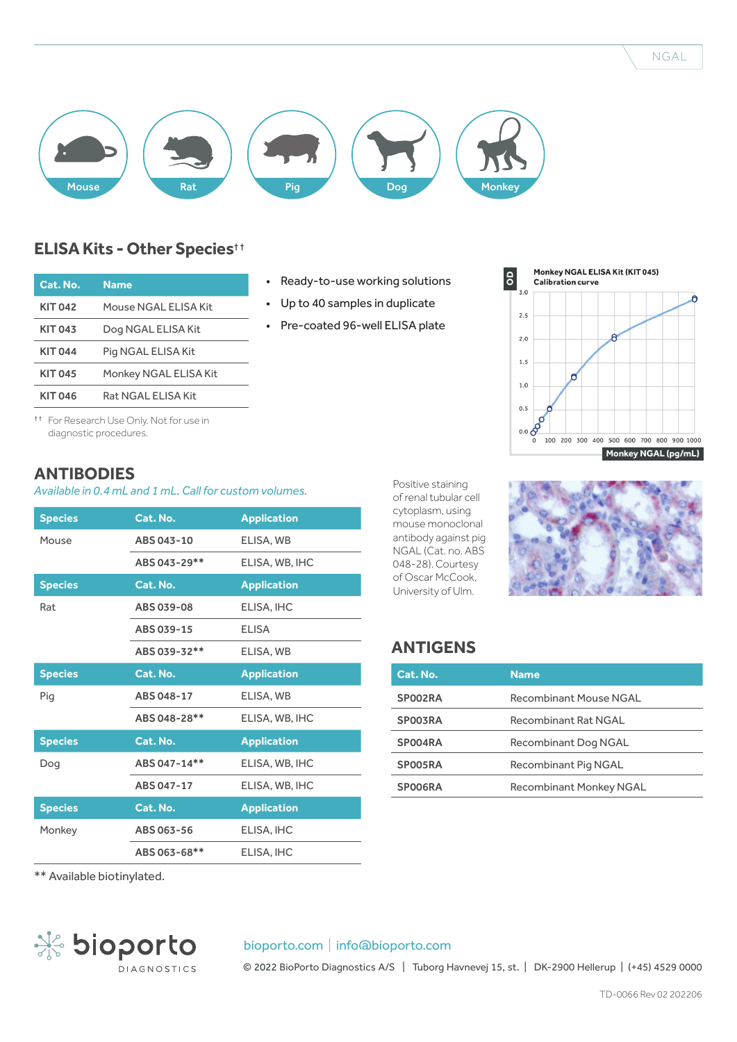Mouse

Rat

Pig

Dog

Monkey

## ELISA Kits - Other Species††

| Cat. No. | Name |
|---|---|
| KIT 042 | Mouse NGAL ELISA Kit |
| KIT 043 | Dog NGAL ELISA Kit |
| KIT 044 | Pig NGAL ELISA Kit |
| KIT 045 | Monkey NGAL ELISA Kit |
| KIT 046 | Rat NGAL ELISA Kit |

†† For Research Use Only. Not for use in diagnostic procedures.

- Ready-to-use working solutions
- Up to 40 samples in duplicate
- Pre-coated 96-well ELISA plate

Monkey NGAL ELISA Kit (KIT 045)
Calibration curve

OD

3.0
2.5
2.0
1.5
1.0
0.5
0.0

0 100 200 300 400 500 600 700 800 900 1000

Monkey NGAL (pg/mL)

## ANTIBODIES

*Available in 0.4 mL and 1 mL. Call for custom volumes.*

| Species | Cat. No. | Application |
|---|---|---|
| Mouse | ABS 043-10 | ELISA, WB |
| | ABS 043-29** | ELISA, WB, IHC |
| **Species** | **Cat. No.** | **Application** |
| Rat | ABS 039-08 | ELISA, IHC |
| | ABS 039-15 | ELISA |
| | ABS 039-32** | ELISA, WB |
| **Species** | **Cat. No.** | **Application** |
| Pig | ABS 048-17 | ELISA, WB |
| | ABS 048-28** | ELISA, WB, IHC |
| **Species** | **Cat. No.** | **Application** |
| Dog | ABS 047-14** | ELISA, WB, IHC |
| | ABS 047-17 | ELISA, WB, IHC |
| **Species** | **Cat. No.** | **Application** |
| Monkey | ABS 063-56 | ELISA, IHC |
| | ABS 063-68** | ELISA, IHC |

** Available biotinylated.

Positive staining of renal tubular cell cytoplasm, using mouse monoclonal antibody against pig NGAL (Cat. no. ABS 048-28). Courtesy of Oscar McCook, University of Ulm.

## ANTIGENS

| Cat. No. | Name |
|---|---|
| SP002RA | Recombinant Mouse NGAL |
| SP003RA | Recombinant Rat NGAL |
| SP004RA | Recombinant Dog NGAL |
| SP005RA | Recombinant Pig NGAL |
| SP006RA | Recombinant Monkey NGAL |

bioporto DIAGNOSTICS

bioporto.com | info@bioporto.com

© 2022 BioPorto Diagnostics A/S | Tuborg Havnevej 15, st. | DK-2900 Hellerup | (+45) 4529 0000

TD-0066 Rev 02 202206